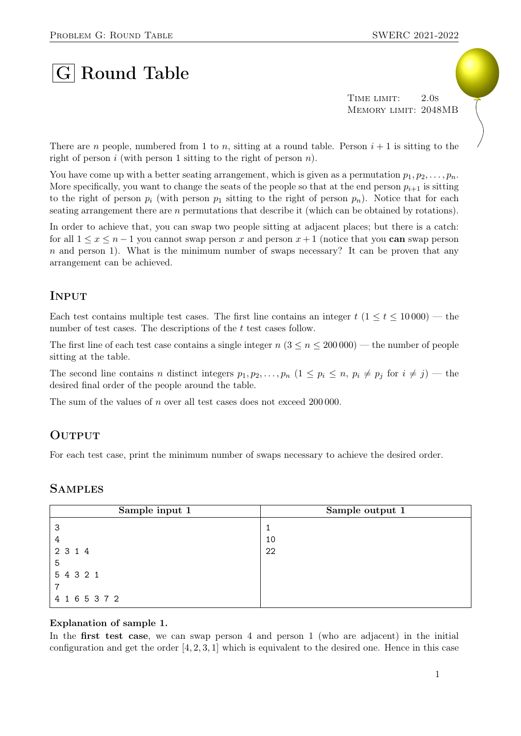# G Round Table

Time limit: 2.0s
Memory limit: 2048MB

There are $n$ people, numbered from 1 to $n$, sitting at a round table. Person $i+1$ is sitting to the right of person $i$ (with person 1 sitting to the right of person $n$).

You have come up with a better seating arrangement, which is given as a permutation $p_1, p_2, \dots, p_n$. More specifically, you want to change the seats of the people so that at the end person $p_{i+1}$ is sitting to the right of person $p_i$ (with person $p_1$ sitting to the right of person $p_n$). Notice that for each seating arrangement there are $n$ permutations that describe it (which can be obtained by rotations).

In order to achieve that, you can swap two people sitting at adjacent places; but there is a catch: for all $1 \leq x \leq n-1$ you cannot swap person $x$ and person $x+1$ (notice that you **can** swap person $n$ and person 1). What is the minimum number of swaps necessary? It can be proven that any arrangement can be achieved.

## Input

Each test contains multiple test cases. The first line contains an integer $t$ ($1 \leq t \leq 10\,000$) — the number of test cases. The descriptions of the $t$ test cases follow.

The first line of each test case contains a single integer $n$ ($3 \leq n \leq 200\,000$) — the number of people sitting at the table.

The second line contains $n$ distinct integers $p_1, p_2, \dots, p_n$ ($1 \leq p_i \leq n$, $p_i \neq p_j$ for $i \neq j$) — the desired final order of the people around the table.

The sum of the values of $n$ over all test cases does not exceed $200\,000$.

## Output

For each test case, print the minimum number of swaps necessary to achieve the desired order.

## Samples

| Sample input 1 | Sample output 1 |
|---|---|
| 3<br>4<br>2 3 1 4<br>5<br>5 4 3 2 1<br>7<br>4 1 6 5 3 7 2 | 1<br>10<br>22 |

**Explanation of sample 1.**

In the **first test case**, we can swap person 4 and person 1 (who are adjacent) in the initial configuration and get the order $[4, 2, 3, 1]$ which is equivalent to the desired one. Hence in this case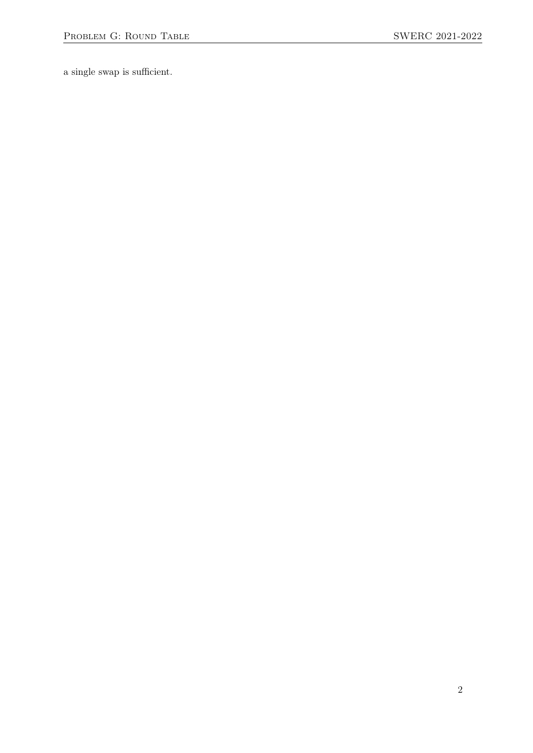a single swap is sufficient.